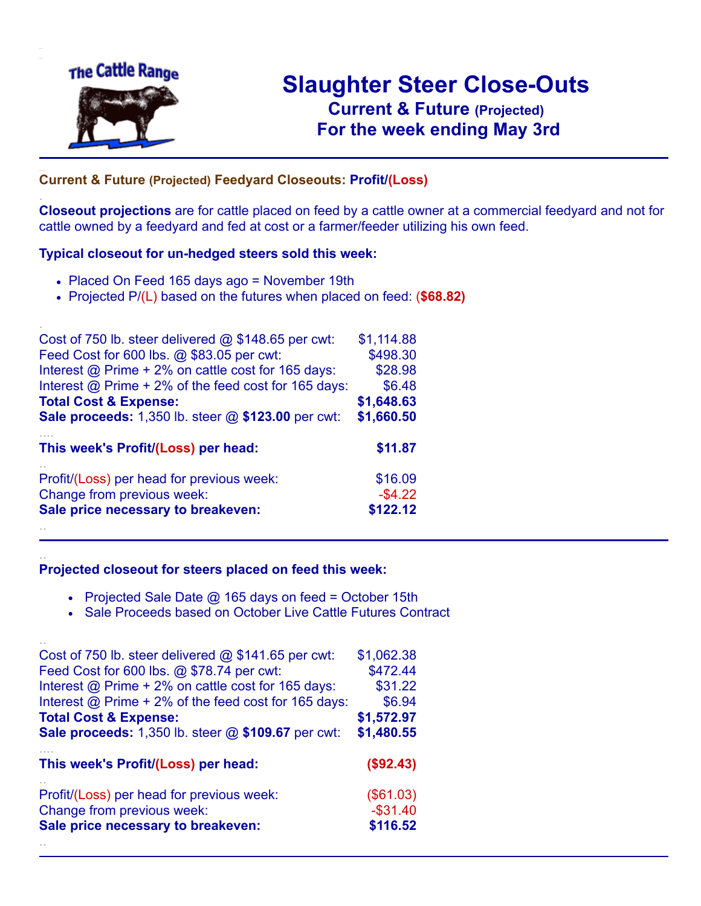The Cattle Range

# Slaughter Steer Close-Outs

## Current & Future (Projected)
## For the week ending May 3rd

---

**Current & Future (Projected) Feedyard Closeouts: Profit/(Loss)**

**Closeout projections** are for cattle placed on feed by a cattle owner at a commercial feedyard and not for cattle owned by a feedyard and fed at cost or a farmer/feeder utilizing his own feed.

**Typical closeout for un-hedged steers sold this week:**

- Placed On Feed 165 days ago = November 19th
- Projected P/(L) based on the futures when placed on feed: **($68.82)**

| | |
|---|---|
| Cost of 750 lb. steer delivered @ $148.65 per cwt: | $1,114.88 |
| Feed Cost for 600 lbs. @ $83.05 per cwt: | $498.30 |
| Interest @ Prime + 2% on cattle cost for 165 days: | $28.98 |
| Interest @ Prime + 2% of the feed cost for 165 days: | $6.48 |
| **Total Cost & Expense:** | **$1,648.63** |
| **Sale proceeds:** 1,350 lb. steer @ **$123.00** per cwt: | **$1,660.50** |
| **This week's Profit/(Loss) per head:** | **$11.87** |
| Profit/(Loss) per head for previous week: | $16.09 |
| Change from previous week: | -$4.22 |
| **Sale price necessary to breakeven:** | **$122.12** |

---

**Projected closeout for steers placed on feed this week:**

- Projected Sale Date @ 165 days on feed = October 15th
- Sale Proceeds based on October Live Cattle Futures Contract

| | |
|---|---|
| Cost of 750 lb. steer delivered @ $141.65 per cwt: | $1,062.38 |
| Feed Cost for 600 lbs. @ $78.74 per cwt: | $472.44 |
| Interest @ Prime + 2% on cattle cost for 165 days: | $31.22 |
| Interest @ Prime + 2% of the feed cost for 165 days: | $6.94 |
| **Total Cost & Expense:** | **$1,572.97** |
| **Sale proceeds:** 1,350 lb. steer @ **$109.67** per cwt: | **$1,480.55** |
| **This week's Profit/(Loss) per head:** | **($92.43)** |
| Profit/(Loss) per head for previous week: | ($61.03) |
| Change from previous week: | -$31.40 |
| **Sale price necessary to breakeven:** | **$116.52** |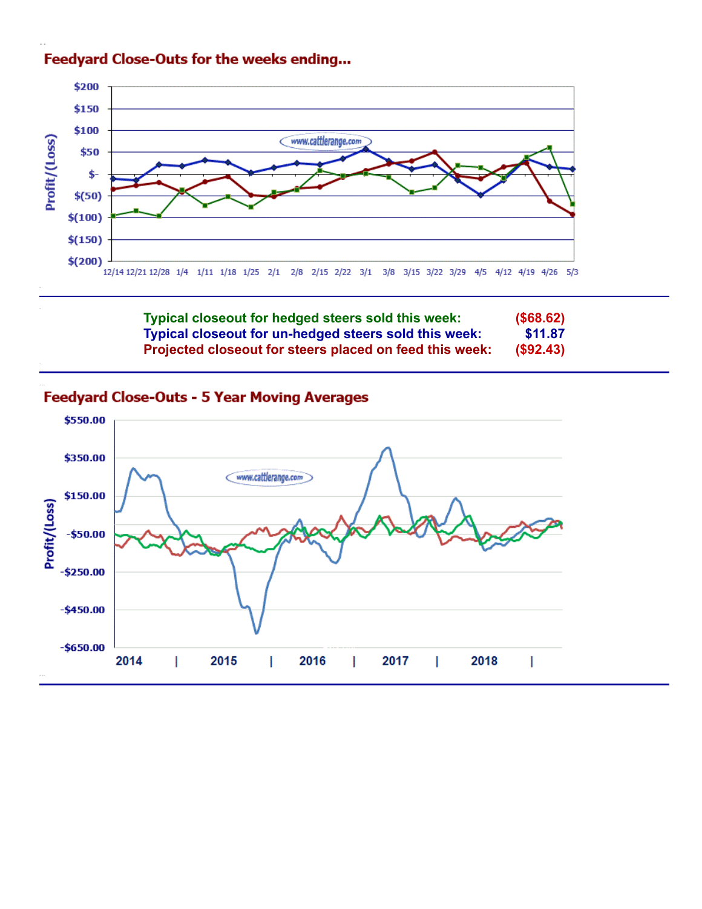## Feedyard Close-Outs for the weeks ending...

$200
$150
$100
$50
$-
$(50)
$(100)
$(150)
$(200)

Profit/(Loss)

www.cattlerange.com

12/14 12/21 12/28 1/4 1/11 1/18 1/25 2/1 2/8 2/15 2/22 3/1 3/8 3/15 3/22 3/29 4/5 4/12 4/19 4/26 5/3

| | |
|---|---|
| Typical closeout for hedged steers sold this week: | ($68.62) |
| Typical closeout for un-hedged steers sold this week: | $11.87 |
| Projected closeout for steers placed on feed this week: | ($92.43) |

## Feedyard Close-Outs - 5 Year Moving Averages

$550.00
$350.00
$150.00
-$50.00
-$250.00
-$450.00
-$650.00

Profit/(Loss)

www.cattlerange.com

2014 | 2015 | 2016 | 2017 | 2018 |